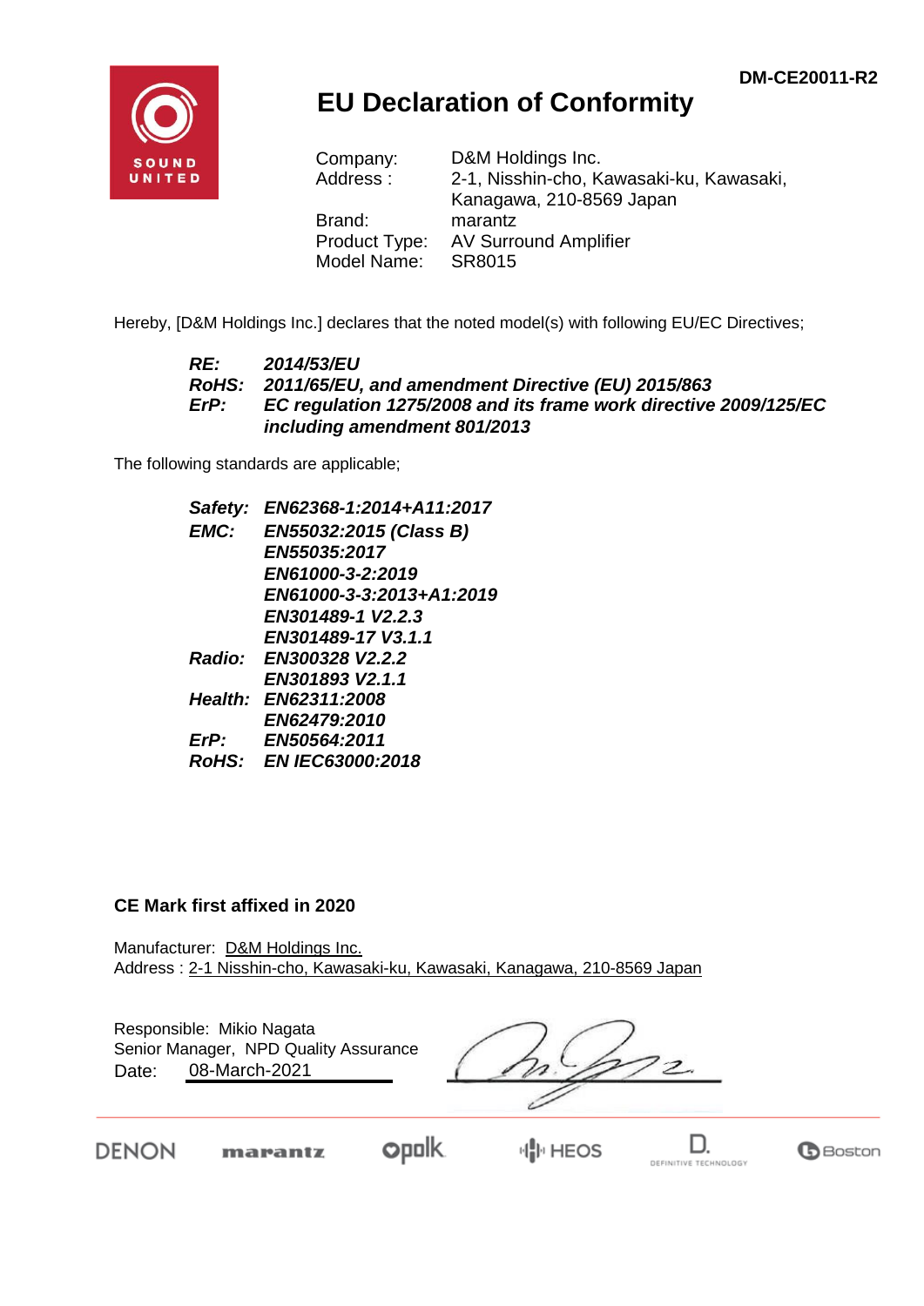DM-CE20011-R2

# EU Declaration of Conformity

| | |
|---|---|
| Company: | D&M Holdings Inc. |
| Address : | 2-1, Nisshin-cho, Kawasaki-ku, Kawasaki, Kanagawa, 210-8569 Japan |
| Brand: | marantz |
| Product Type: | AV Surround Amplifier |
| Model Name: | SR8015 |

Hereby, [D&M Holdings Inc.] declares that the noted model(s) with following EU/EC Directives;

| | |
|---|---|
| ***RE:*** | ***2014/53/EU*** |
| ***RoHS:*** | ***2011/65/EU, and amendment Directive (EU) 2015/863*** |
| ***ErP:*** | ***EC regulation 1275/2008 and its frame work directive 2009/125/EC including amendment 801/2013*** |

The following standards are applicable;

| | |
|---|---|
| ***Safety:*** | ***EN62368-1:2014+A11:2017*** |
| ***EMC:*** | ***EN55032:2015 (Class B)*** |
| | ***EN55035:2017*** |
| | ***EN61000-3-2:2019*** |
| | ***EN61000-3-3:2013+A1:2019*** |
| | ***EN301489-1 V2.2.3*** |
| | ***EN301489-17 V3.1.1*** |
| ***Radio:*** | ***EN300328 V2.2.2*** |
| | ***EN301893 V2.1.1*** |
| ***Health:*** | ***EN62311:2008*** |
| | ***EN62479:2010*** |
| ***ErP:*** | ***EN50564:2011*** |
| ***RoHS:*** | ***EN IEC63000:2018*** |

**CE Mark first affixed in 2020**

Manufacturer: D&M Holdings Inc.
Address : 2-1 Nisshin-cho, Kawasaki-ku, Kawasaki, Kanagawa, 210-8569 Japan

Responsible: Mikio Nagata
Senior Manager, NPD Quality Assurance
Date: 08-March-2021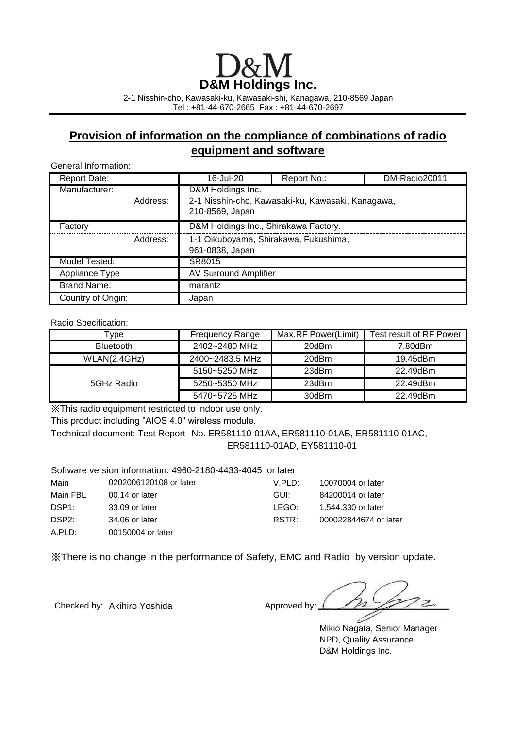D&M
**D&M Holdings Inc.**

2-1 Nisshin-cho, Kawasaki-ku, Kawasaki-shi, Kanagawa, 210-8569 Japan
Tel : +81-44-670-2665 Fax : +81-44-670-2697

## Provision of information on the compliance of combinations of radio equipment and software

General Information:

| | | | |
|---|---|---|---|
| Report Date: | 16-Jul-20 | Report No.: | DM-Radio20011 |
| Manufacturer: | D&M Holdings Inc. | | |
| Address: | 2-1 Nisshin-cho, Kawasaki-ku, Kawasaki-shi, Kanagawa, 210-8569, Japan | | |
| Factory | D&M Holdings Inc., Shirakawa Factory. | | |
| Address: | 1-1 Oikuboyama, Shirakawa, Fukushima, 961-0838, Japan | | |
| Model Tested: | SR8015 | | |
| Appliance Type | AV Surround Amplifier | | |
| Brand Name: | marantz | | |
| Country of Origin: | Japan | | |

Radio Specification:

| Type | Frequency Range | Max.RF Power(Limit) | Test result of RF Power |
|---|---|---|---|
| Bluetooth | 2402~2480 MHz | 20dBm | 7.80dBm |
| WLAN(2.4GHz) | 2400~2483.5 MHz | 20dBm | 19.45dBm |
| 5GHz Radio | 5150~5250 MHz | 23dBm | 22.49dBm |
| | 5250~5350 MHz | 23dBm | 22.49dBm |
| | 5470~5725 MHz | 30dBm | 22.49dBm |

※This radio equipment restricted to indoor use only.

This product including "AIOS 4.0" wireless module.

Technical document: Test Report No. ER581110-01AA, ER581110-01AB, ER581110-01AC, ER581110-01AD, EY581110-01

Software version information: 4960-2180-4433-4045 or later

| | | | |
|---|---|---|---|
| Main | 0202006120108 or later | V.PLD: | 10070004 or later |
| Main FBL | 00.14 or later | GUI: | 84200014 or later |
| DSP1: | 33.09 or later | LEGO: | 1.544.330 or later |
| DSP2: | 34.06 or later | RSTR: | 000022844674 or later |
| A.PLD: | 00150004 or later | | |

※There is no change in the performance of Safety, EMC and Radio by version update.

Checked by: Akihiro Yoshida

Approved by:

Mikio Nagata, Senior Manager
NPD, Quality Assurance.
D&M Holdings Inc.